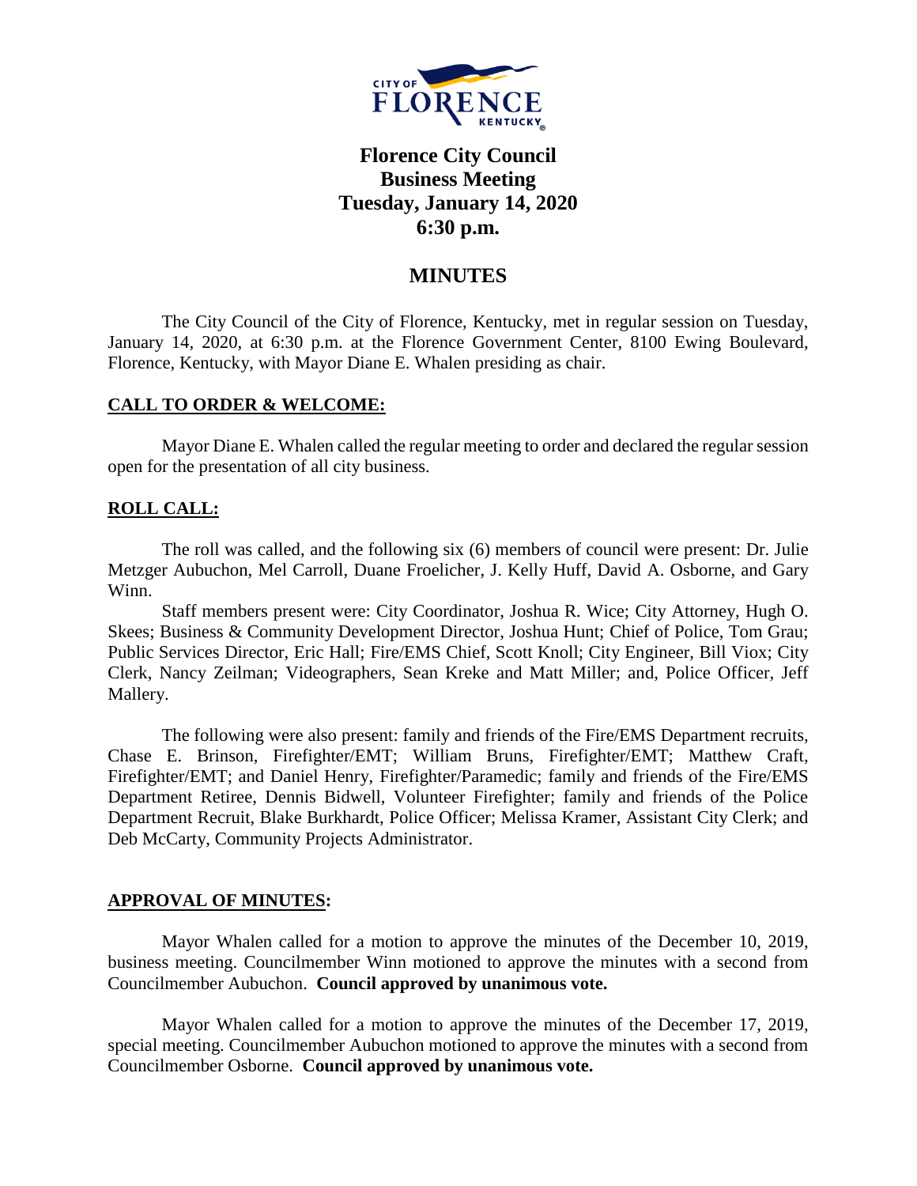# Florence City Council
## Business Meeting
## Tuesday, January 14, 2020
## 6:30 p.m.

## MINUTES

The City Council of the City of Florence, Kentucky, met in regular session on Tuesday, January 14, 2020, at 6:30 p.m. at the Florence Government Center, 8100 Ewing Boulevard, Florence, Kentucky, with Mayor Diane E. Whalen presiding as chair.

### CALL TO ORDER & WELCOME:

Mayor Diane E. Whalen called the regular meeting to order and declared the regular session open for the presentation of all city business.

### ROLL CALL:

The roll was called, and the following six (6) members of council were present: Dr. Julie Metzger Aubuchon, Mel Carroll, Duane Froelicher, J. Kelly Huff, David A. Osborne, and Gary Winn.

Staff members present were: City Coordinator, Joshua R. Wice; City Attorney, Hugh O. Skees; Business & Community Development Director, Joshua Hunt; Chief of Police, Tom Grau; Public Services Director, Eric Hall; Fire/EMS Chief, Scott Knoll; City Engineer, Bill Viox; City Clerk, Nancy Zeilman; Videographers, Sean Kreke and Matt Miller; and, Police Officer, Jeff Mallery.

The following were also present: family and friends of the Fire/EMS Department recruits, Chase E. Brinson, Firefighter/EMT; William Bruns, Firefighter/EMT; Matthew Craft, Firefighter/EMT; and Daniel Henry, Firefighter/Paramedic; family and friends of the Fire/EMS Department Retiree, Dennis Bidwell, Volunteer Firefighter; family and friends of the Police Department Recruit, Blake Burkhardt, Police Officer; Melissa Kramer, Assistant City Clerk; and Deb McCarty, Community Projects Administrator.

### APPROVAL OF MINUTES:

Mayor Whalen called for a motion to approve the minutes of the December 10, 2019, business meeting. Councilmember Winn motioned to approve the minutes with a second from Councilmember Aubuchon. **Council approved by unanimous vote.**

Mayor Whalen called for a motion to approve the minutes of the December 17, 2019, special meeting. Councilmember Aubuchon motioned to approve the minutes with a second from Councilmember Osborne. **Council approved by unanimous vote.**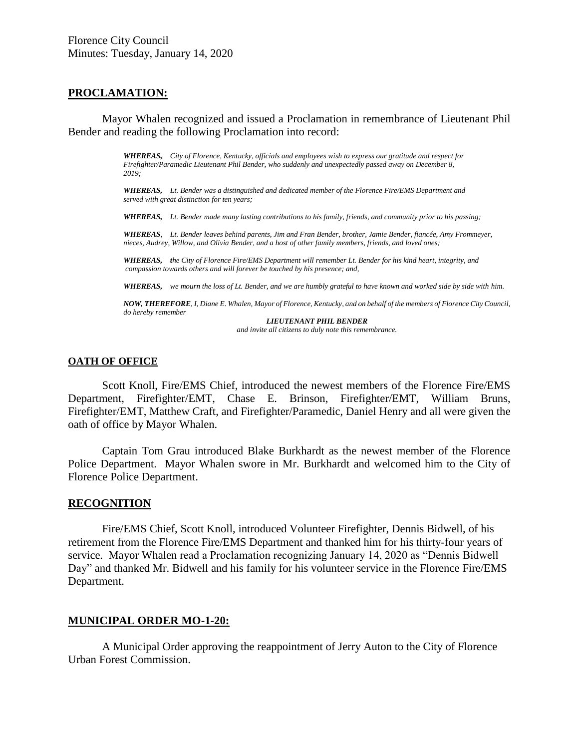**PROCLAMATION:**

Mayor Whalen recognized and issued a Proclamation in remembrance of Lieutenant Phil Bender and reading the following Proclamation into record:

> ***WHEREAS,*** *City of Florence, Kentucky, officials and employees wish to express our gratitude and respect for Firefighter/Paramedic Lieutenant Phil Bender, who suddenly and unexpectedly passed away on December 8, 2019;*
>
> ***WHEREAS,*** *Lt. Bender was a distinguished and dedicated member of the Florence Fire/EMS Department and served with great distinction for ten years;*
>
> ***WHEREAS,*** *Lt. Bender made many lasting contributions to his family, friends, and community prior to his passing;*
>
> ***WHEREAS***, *Lt. Bender leaves behind parents, Jim and Fran Bender, brother, Jamie Bender, fiancée, Amy Frommeyer, nieces, Audrey, Willow, and Olivia Bender, and a host of other family members, friends, and loved ones;*
>
> ***WHEREAS,*** *the City of Florence Fire/EMS Department will remember Lt. Bender for his kind heart, integrity, and compassion towards others and will forever be touched by his presence; and,*
>
> ***WHEREAS,*** *we mourn the loss of Lt. Bender, and we are humbly grateful to have known and worked side by side with him.*
>
> ***NOW, THEREFORE****, I, Diane E. Whalen, Mayor of Florence, Kentucky, and on behalf of the members of Florence City Council, do hereby remember*
>
> ***LIEUTENANT PHIL BENDER***
>
> *and invite all citizens to duly note this remembrance.*

**OATH OF OFFICE**

Scott Knoll, Fire/EMS Chief, introduced the newest members of the Florence Fire/EMS Department, Firefighter/EMT, Chase E. Brinson, Firefighter/EMT, William Bruns, Firefighter/EMT, Matthew Craft, and Firefighter/Paramedic, Daniel Henry and all were given the oath of office by Mayor Whalen.

Captain Tom Grau introduced Blake Burkhardt as the newest member of the Florence Police Department. Mayor Whalen swore in Mr. Burkhardt and welcomed him to the City of Florence Police Department.

**RECOGNITION**

Fire/EMS Chief, Scott Knoll, introduced Volunteer Firefighter, Dennis Bidwell, of his retirement from the Florence Fire/EMS Department and thanked him for his thirty-four years of service. Mayor Whalen read a Proclamation recognizing January 14, 2020 as "Dennis Bidwell Day" and thanked Mr. Bidwell and his family for his volunteer service in the Florence Fire/EMS Department.

**MUNICIPAL ORDER MO-1-20:**

A Municipal Order approving the reappointment of Jerry Auton to the City of Florence Urban Forest Commission.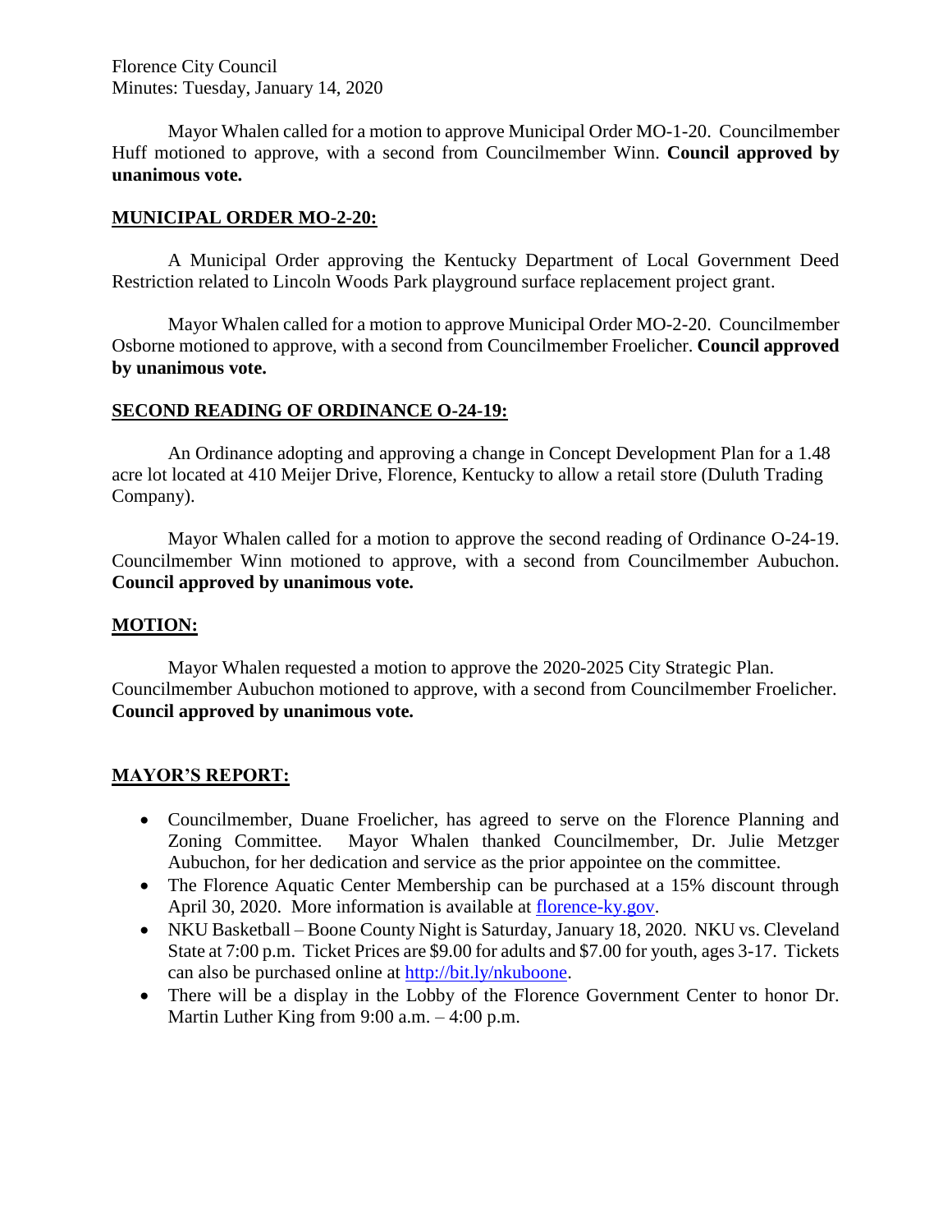Mayor Whalen called for a motion to approve Municipal Order MO-1-20. Councilmember Huff motioned to approve, with a second from Councilmember Winn. **Council approved by unanimous vote.**

## MUNICIPAL ORDER MO-2-20:

A Municipal Order approving the Kentucky Department of Local Government Deed Restriction related to Lincoln Woods Park playground surface replacement project grant.

Mayor Whalen called for a motion to approve Municipal Order MO-2-20. Councilmember Osborne motioned to approve, with a second from Councilmember Froelicher. **Council approved by unanimous vote.**

## SECOND READING OF ORDINANCE O-24-19:

An Ordinance adopting and approving a change in Concept Development Plan for a 1.48 acre lot located at 410 Meijer Drive, Florence, Kentucky to allow a retail store (Duluth Trading Company).

Mayor Whalen called for a motion to approve the second reading of Ordinance O-24-19. Councilmember Winn motioned to approve, with a second from Councilmember Aubuchon. **Council approved by unanimous vote.**

## MOTION:

Mayor Whalen requested a motion to approve the 2020-2025 City Strategic Plan. Councilmember Aubuchon motioned to approve, with a second from Councilmember Froelicher. **Council approved by unanimous vote.**

## MAYOR'S REPORT:

- Councilmember, Duane Froelicher, has agreed to serve on the Florence Planning and Zoning Committee. Mayor Whalen thanked Councilmember, Dr. Julie Metzger Aubuchon, for her dedication and service as the prior appointee on the committee.
- The Florence Aquatic Center Membership can be purchased at a 15% discount through April 30, 2020. More information is available at [florence-ky.gov](florence-ky.gov).
- NKU Basketball – Boone County Night is Saturday, January 18, 2020. NKU vs. Cleveland State at 7:00 p.m. Ticket Prices are $9.00 for adults and $7.00 for youth, ages 3-17. Tickets can also be purchased online at [http://bit.ly/nkuboone](http://bit.ly/nkuboone).
- There will be a display in the Lobby of the Florence Government Center to honor Dr. Martin Luther King from 9:00 a.m. – 4:00 p.m.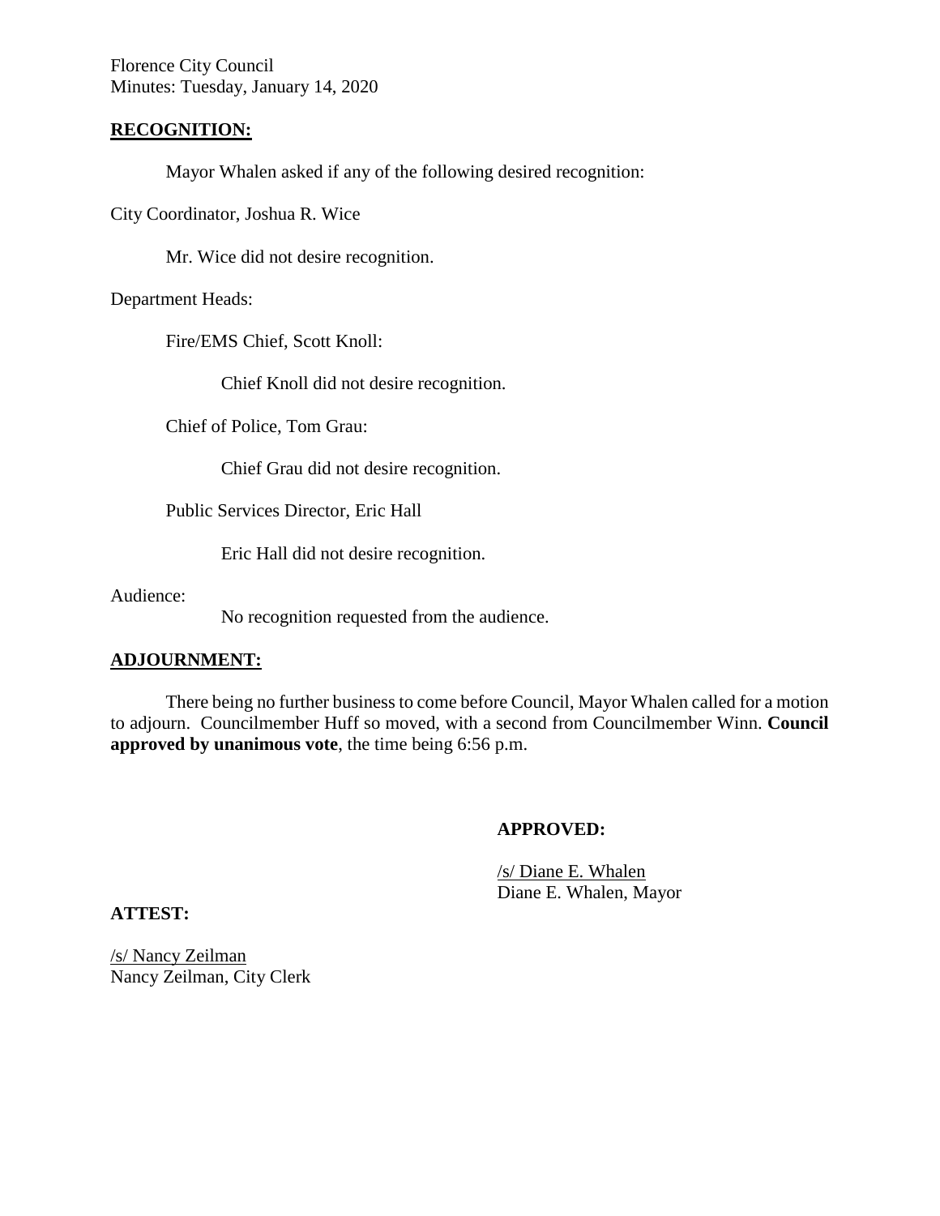Florence City Council
Minutes: Tuesday, January 14, 2020

## RECOGNITION:

Mayor Whalen asked if any of the following desired recognition:

City Coordinator, Joshua R. Wice

Mr. Wice did not desire recognition.

Department Heads:

Fire/EMS Chief, Scott Knoll:

Chief Knoll did not desire recognition.

Chief of Police, Tom Grau:

Chief Grau did not desire recognition.

Public Services Director, Eric Hall

Eric Hall did not desire recognition.

Audience:

No recognition requested from the audience.

## ADJOURNMENT:

There being no further business to come before Council, Mayor Whalen called for a motion to adjourn. Councilmember Huff so moved, with a second from Councilmember Winn. **Council approved by unanimous vote**, the time being 6:56 p.m.

**APPROVED:**

/s/ Diane E. Whalen
Diane E. Whalen, Mayor

**ATTEST:**

/s/ Nancy Zeilman
Nancy Zeilman, City Clerk